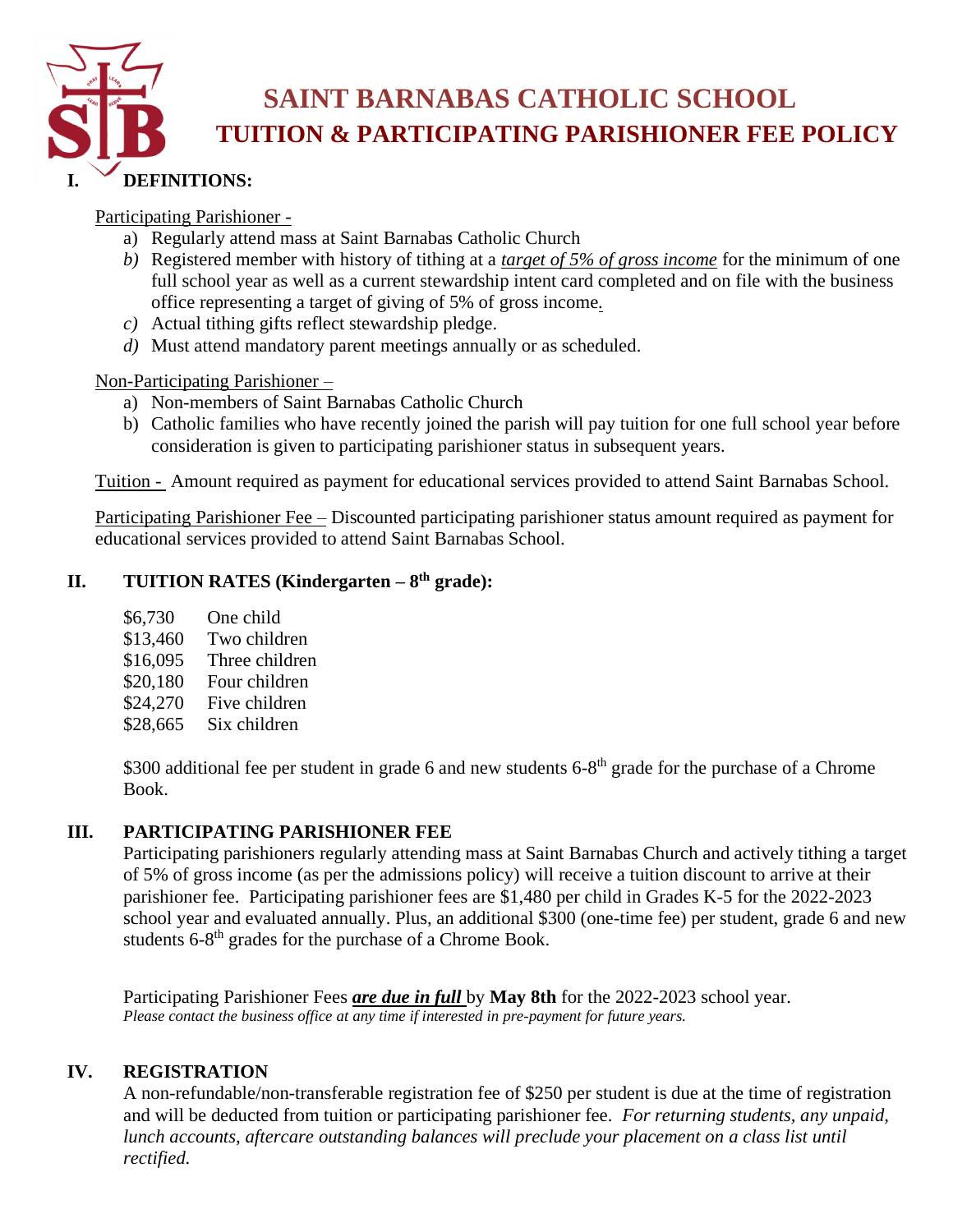# SAINT BARNABAS CATHOLIC SCHOOL
## TUITION & PARTICIPATING PARISHIONER FEE POLICY

### I. DEFINITIONS:

Participating Parishioner -

a) Regularly attend mass at Saint Barnabas Catholic Church
*b)* Registered member with history of tithing at a ***target of 5% of gross income*** for the minimum of one full school year as well as a current stewardship intent card completed and on file with the business office representing a target of giving of 5% of gross income.
*c)* Actual tithing gifts reflect stewardship pledge.
*d)* Must attend mandatory parent meetings annually or as scheduled.

Non-Participating Parishioner –

a) Non-members of Saint Barnabas Catholic Church
b) Catholic families who have recently joined the parish will pay tuition for one full school year before consideration is given to participating parishioner status in subsequent years.

Tuition - Amount required as payment for educational services provided to attend Saint Barnabas School.

Participating Parishioner Fee – Discounted participating parishioner status amount required as payment for educational services provided to attend Saint Barnabas School.

### II. TUITION RATES (Kindergarten – 8th grade):

| | |
|---|---|
| \$6,730 | One child |
| \$13,460 | Two children |
| \$16,095 | Three children |
| \$20,180 | Four children |
| \$24,270 | Five children |
| \$28,665 | Six children |

\$300 additional fee per student in grade 6 and new students 6-8th grade for the purchase of a Chrome Book.

### III. PARTICIPATING PARISHIONER FEE

Participating parishioners regularly attending mass at Saint Barnabas Church and actively tithing a target of 5% of gross income (as per the admissions policy) will receive a tuition discount to arrive at their parishioner fee. Participating parishioner fees are \$1,480 per child in Grades K-5 for the 2022-2023 school year and evaluated annually. Plus, an additional \$300 (one-time fee) per student, grade 6 and new students 6-8th grades for the purchase of a Chrome Book.

Participating Parishioner Fees ***are due in full*** by **May 8th** for the 2022-2023 school year.
*Please contact the business office at any time if interested in pre-payment for future years.*

### IV. REGISTRATION

A non-refundable/non-transferable registration fee of \$250 per student is due at the time of registration and will be deducted from tuition or participating parishioner fee. *For returning students, any unpaid, lunch accounts, aftercare outstanding balances will preclude your placement on a class list until rectified.*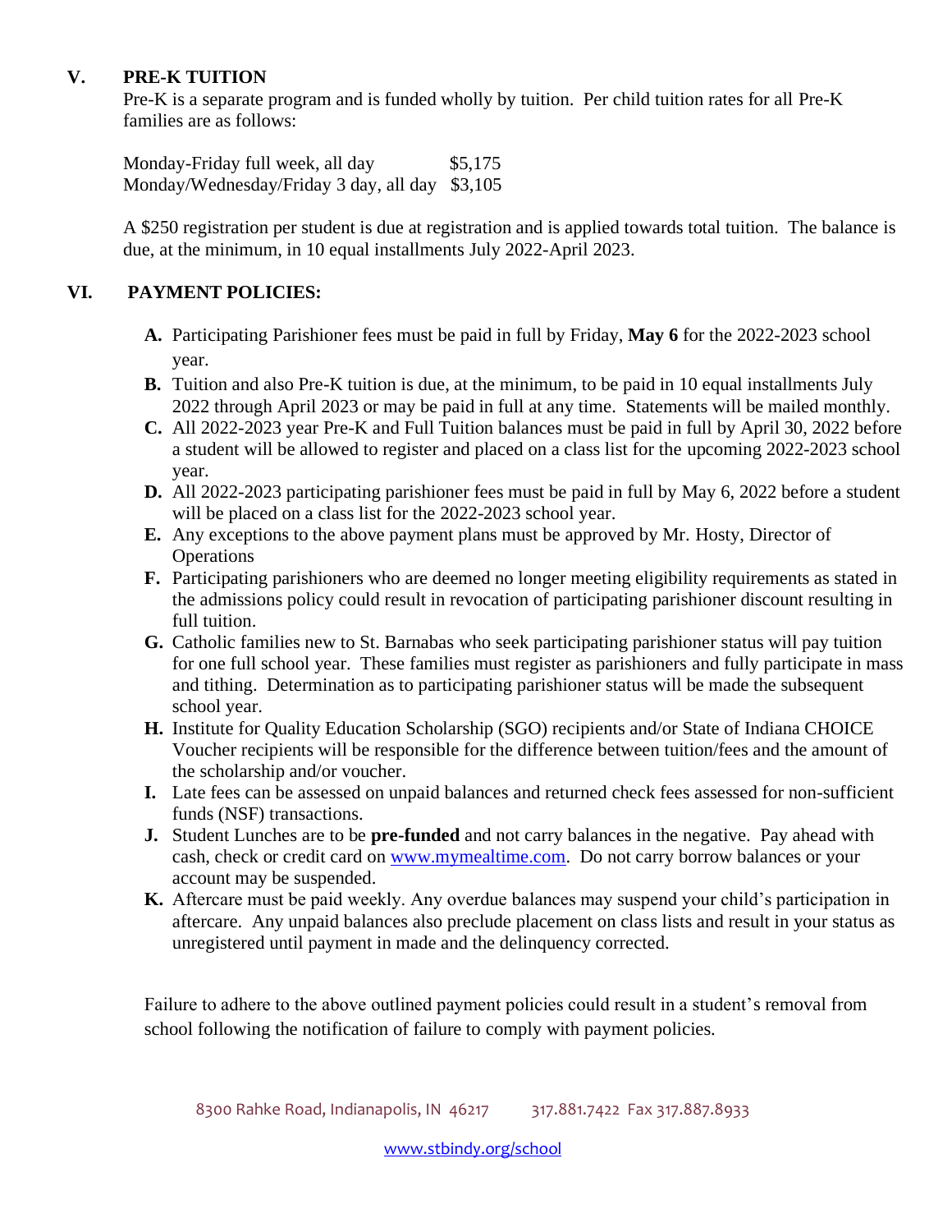## V. PRE-K TUITION

Pre-K is a separate program and is funded wholly by tuition. Per child tuition rates for all Pre-K families are as follows:

| | |
|---|---|
| Monday-Friday full week, all day | $5,175 |
| Monday/Wednesday/Friday 3 day, all day | $3,105 |

A $250 registration per student is due at registration and is applied towards total tuition. The balance is due, at the minimum, in 10 equal installments July 2022-April 2023.

## VI. PAYMENT POLICIES:

- **A.** Participating Parishioner fees must be paid in full by Friday, **May 6** for the 2022-2023 school year.
- **B.** Tuition and also Pre-K tuition is due, at the minimum, to be paid in 10 equal installments July 2022 through April 2023 or may be paid in full at any time. Statements will be mailed monthly.
- **C.** All 2022-2023 year Pre-K and Full Tuition balances must be paid in full by April 30, 2022 before a student will be allowed to register and placed on a class list for the upcoming 2022-2023 school year.
- **D.** All 2022-2023 participating parishioner fees must be paid in full by May 6, 2022 before a student will be placed on a class list for the 2022-2023 school year.
- **E.** Any exceptions to the above payment plans must be approved by Mr. Hosty, Director of Operations
- **F.** Participating parishioners who are deemed no longer meeting eligibility requirements as stated in the admissions policy could result in revocation of participating parishioner discount resulting in full tuition.
- **G.** Catholic families new to St. Barnabas who seek participating parishioner status will pay tuition for one full school year. These families must register as parishioners and fully participate in mass and tithing. Determination as to participating parishioner status will be made the subsequent school year.
- **H.** Institute for Quality Education Scholarship (SGO) recipients and/or State of Indiana CHOICE Voucher recipients will be responsible for the difference between tuition/fees and the amount of the scholarship and/or voucher.
- **I.** Late fees can be assessed on unpaid balances and returned check fees assessed for non-sufficient funds (NSF) transactions.
- **J.** Student Lunches are to be **pre-funded** and not carry balances in the negative. Pay ahead with cash, check or credit card on [www.mymealtime.com](http://www.mymealtime.com). Do not carry borrow balances or your account may be suspended.
- **K.** Aftercare must be paid weekly. Any overdue balances may suspend your child's participation in aftercare. Any unpaid balances also preclude placement on class lists and result in your status as unregistered until payment in made and the delinquency corrected.

Failure to adhere to the above outlined payment policies could result in a student's removal from school following the notification of failure to comply with payment policies.

8300 Rahke Road, Indianapolis, IN 46217 317.881.7422 Fax 317.887.8933

[www.stbindy.org/school](http://www.stbindy.org/school)